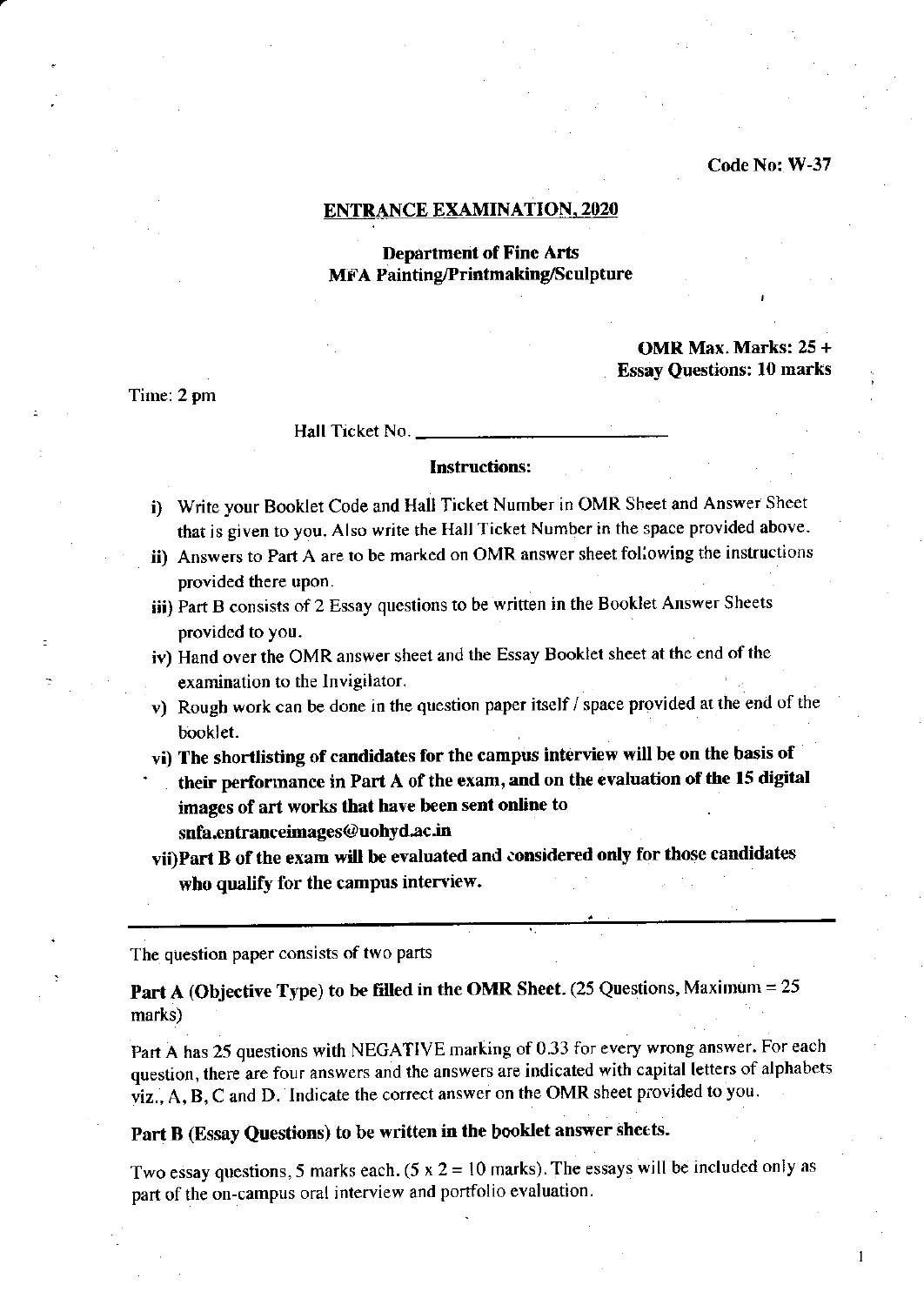Code No: W-37

## ENTRANCE EXAMINATION, 2020

### Department of Fine Arts
### MFA Painting/Printmaking/Sculpture

**OMR Max. Marks: 25 +**
**Essay Questions: 10 marks**

Time: 2 pm

Hall Ticket No. ____________________________

**Instructions:**

i) Write your Booklet Code and Hall Ticket Number in OMR Sheet and Answer Sheet that is given to you. Also write the Hall Ticket Number in the space provided above.

ii) Answers to Part A are to be marked on OMR answer sheet following the instructions provided there upon.

iii) Part B consists of 2 Essay questions to be written in the Booklet Answer Sheets provided to you.

iv) Hand over the OMR answer sheet and the Essay Booklet sheet at the end of the examination to the Invigilator.

v) Rough work can be done in the question paper itself / space provided at the end of the booklet.

vi) **The shortlisting of candidates for the campus interview will be on the basis of their performance in Part A of the exam, and on the evaluation of the 15 digital images of art works that have been sent online to snfa.entranceimages@uohyd.ac.in**

vii) **Part B of the exam will be evaluated and considered only for those candidates who qualify for the campus interview.**

---

The question paper consists of two parts

**Part A (Objective Type) to be filled in the OMR Sheet.** (25 Questions, Maximum = 25 marks)

Part A has 25 questions with NEGATIVE marking of 0.33 for every wrong answer. For each question, there are four answers and the answers are indicated with capital letters of alphabets viz., A, B, C and D. Indicate the correct answer on the OMR sheet provided to you.

**Part B (Essay Questions) to be written in the booklet answer sheets.**

Two essay questions, 5 marks each. (5 x 2 = 10 marks). The essays will be included only as part of the on-campus oral interview and portfolio evaluation.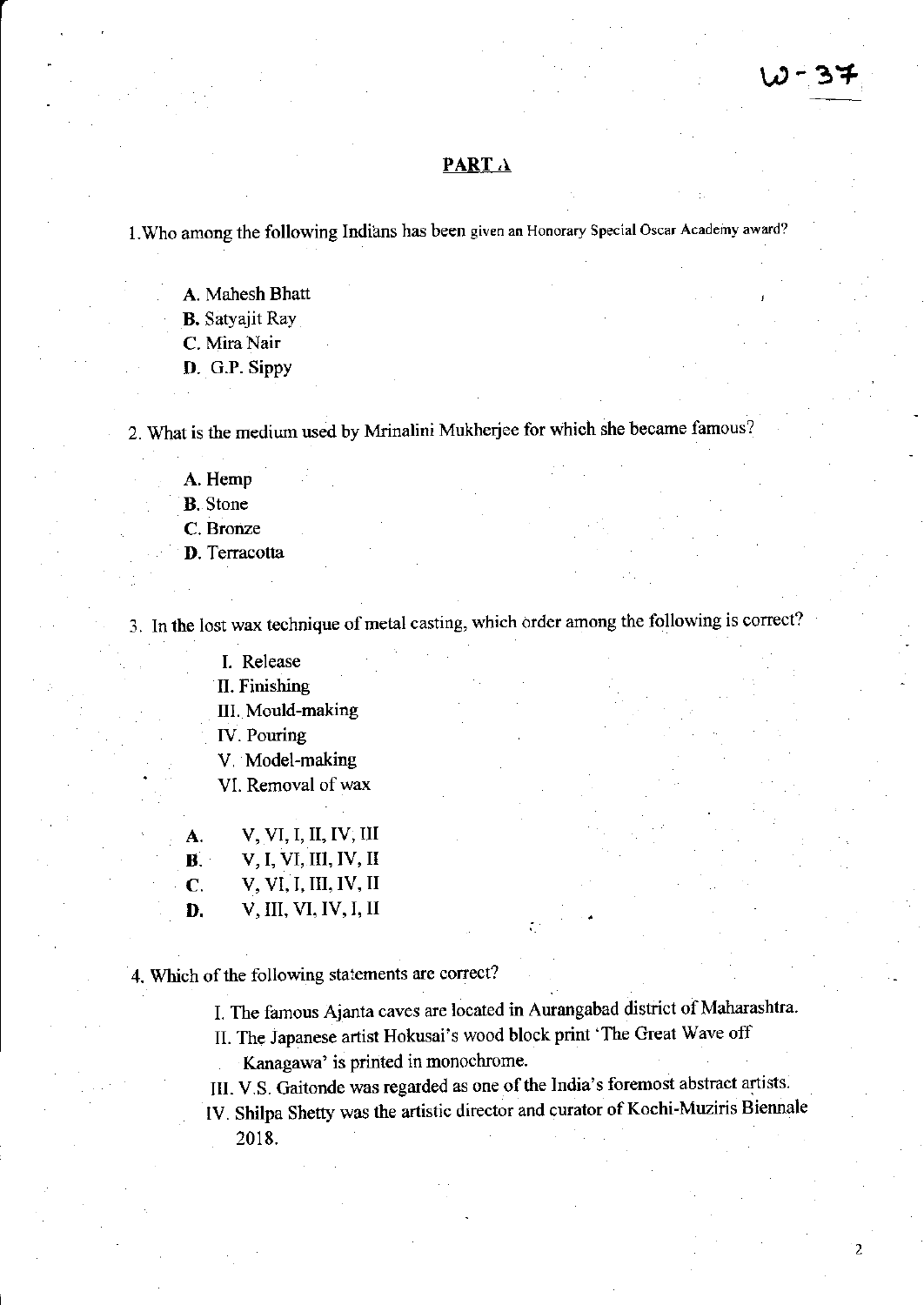## PART A

1. Who among the following Indians has been given an Honorary Special Oscar Academy award?

**A.** Mahesh Bhatt
**B.** Satyajit Ray
**C.** Mira Nair
**D.** G.P. Sippy

2. What is the medium used by Mrinalini Mukherjee for which she became famous?

**A.** Hemp
**B.** Stone
**C.** Bronze
**D.** Terracotta

3. In the lost wax technique of metal casting, which order among the following is correct?

I. Release
II. Finishing
III. Mould-making
IV. Pouring
V. Model-making
VI. Removal of wax

**A.** V, VI, I, II, IV, III
**B.** V, I, VI, III, IV, II
**C.** V, VI, I, III, IV, II
**D.** V, III, VI, IV, I, II

4. Which of the following statements are correct?

I. The famous Ajanta caves are located in Aurangabad district of Maharashtra.
II. The Japanese artist Hokusai's wood block print 'The Great Wave off Kanagawa' is printed in monochrome.
III. V.S. Gaitonde was regarded as one of the India's foremost abstract artists.
IV. Shilpa Shetty was the artistic director and curator of Kochi-Muziris Biennale 2018.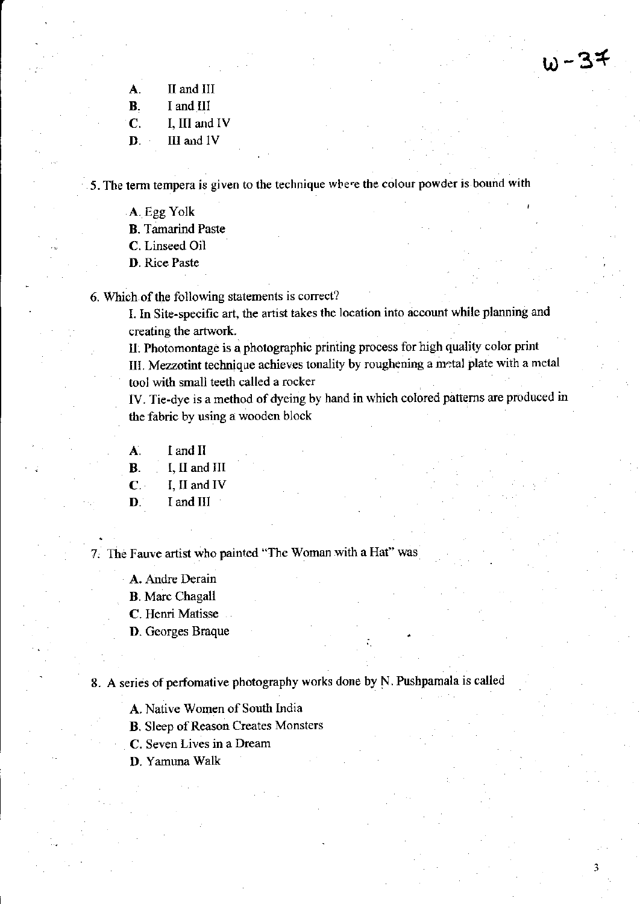W-37

A. II and III
B. I and III
C. I, III and IV
D. III and IV

5. The term tempera is given to the technique where the colour powder is bound with

A. Egg Yolk
B. Tamarind Paste
C. Linseed Oil
D. Rice Paste

6. Which of the following statements is correct?

I. In Site-specific art, the artist takes the location into account while planning and creating the artwork.
II. Photomontage is a photographic printing process for high quality color print
III. Mezzotint technique achieves tonality by roughening a metal plate with a metal tool with small teeth called a rocker
IV. Tie-dye is a method of dyeing by hand in which colored patterns are produced in the fabric by using a wooden block

A. I and II
B. I, II and III
C. I, II and IV
D. I and III

7. The Fauve artist who painted "The Woman with a Hat" was

A. Andre Derain
B. Marc Chagall
C. Henri Matisse
D. Georges Braque

8. A series of perfomative photography works done by N. Pushpamala is called

A. Native Women of South India
B. Sleep of Reason Creates Monsters
C. Seven Lives in a Dream
D. Yamuna Walk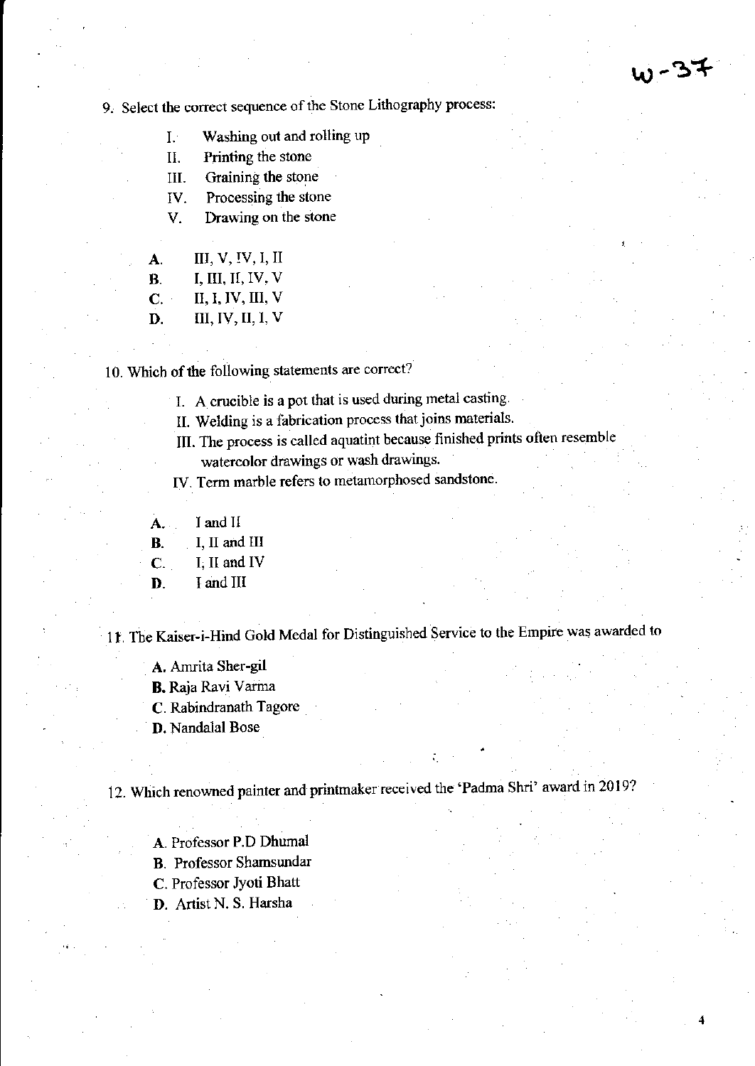9. Select the correct sequence of the Stone Lithography process:

   I. Washing out and rolling up
   II. Printing the stone
   III. Graining the stone
   IV. Processing the stone
   V. Drawing on the stone

   A. III, V, IV, I, II
   B. I, III, II, IV, V
   C. II, I, IV, III, V
   D. III, IV, II, I, V

10. Which of the following statements are correct?

   I. A crucible is a pot that is used during metal casting.
   II. Welding is a fabrication process that joins materials.
   III. The process is called aquatint because finished prints often resemble watercolor drawings or wash drawings.
   IV. Term marble refers to metamorphosed sandstone.

   A. I and II
   B. I, II and III
   C. I, II and IV
   D. I and III

11. The Kaiser-i-Hind Gold Medal for Distinguished Service to the Empire was awarded to

   A. Amrita Sher-gil
   B. Raja Ravi Varma
   C. Rabindranath Tagore
   D. Nandalal Bose

12. Which renowned painter and printmaker received the 'Padma Shri' award in 2019?

   A. Professor P.D Dhumal
   B. Professor Shamsundar
   C. Professor Jyoti Bhatt
   D. Artist N. S. Harsha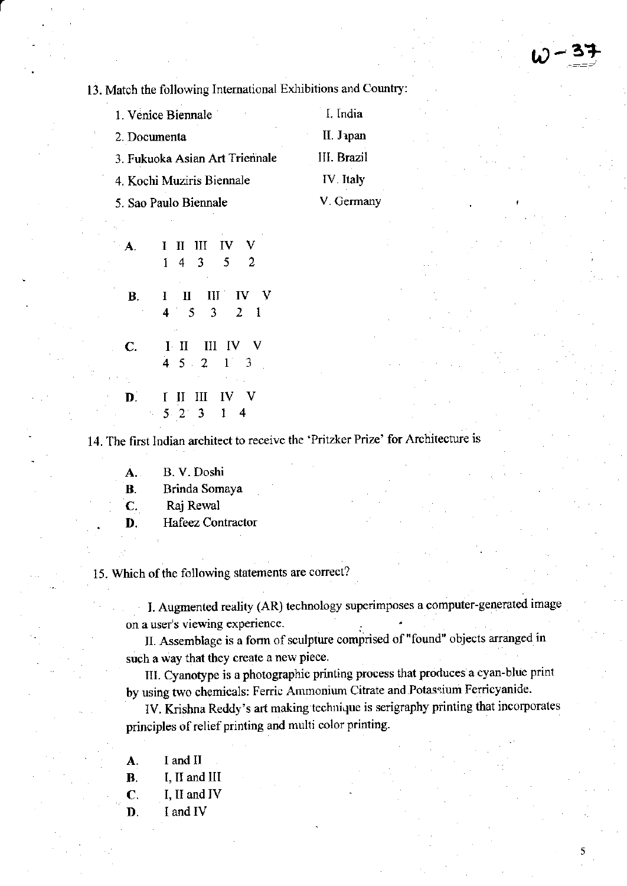13. Match the following International Exhibitions and Country:

| | |
|---|---|
| 1. Venice Biennale | I. India |
| 2. Documenta | II. Japan |
| 3. Fukuoka Asian Art Triennale | III. Brazil |
| 4. Kochi Muziris Biennale | IV. Italy |
| 5. Sao Paulo Biennale | V. Germany |

A.

| I | II | III | IV | V |
|---|---|---|---|---|
| 1 | 4 | 3 | 5 | 2 |

B.

| I | II | III | IV | V |
|---|---|---|---|---|
| 4 | 5 | 3 | 2 | 1 |

C.

| I | II | III | IV | V |
|---|---|---|---|---|
| 4 | 5 | 2 | 1 | 3 |

D.

| I | II | III | IV | V |
|---|---|---|---|---|
| 5 | 2 | 3 | 1 | 4 |

14. The first Indian architect to receive the 'Pritzker Prize' for Architecture is

- A. B. V. Doshi
- B. Brinda Somaya
- C. Raj Rewal
- D. Hafeez Contractor

15. Which of the following statements are correct?

I. Augmented reality (AR) technology superimposes a computer-generated image on a user's viewing experience.

II. Assemblage is a form of sculpture comprised of "found" objects arranged in such a way that they create a new piece.

III. Cyanotype is a photographic printing process that produces a cyan-blue print by using two chemicals: Ferric Ammonium Citrate and Potassium Ferricyanide.

IV. Krishna Reddy's art making technique is serigraphy printing that incorporates principles of relief printing and multi color printing.

- A. I and II
- B. I, II and III
- C. I, II and IV
- D. I and IV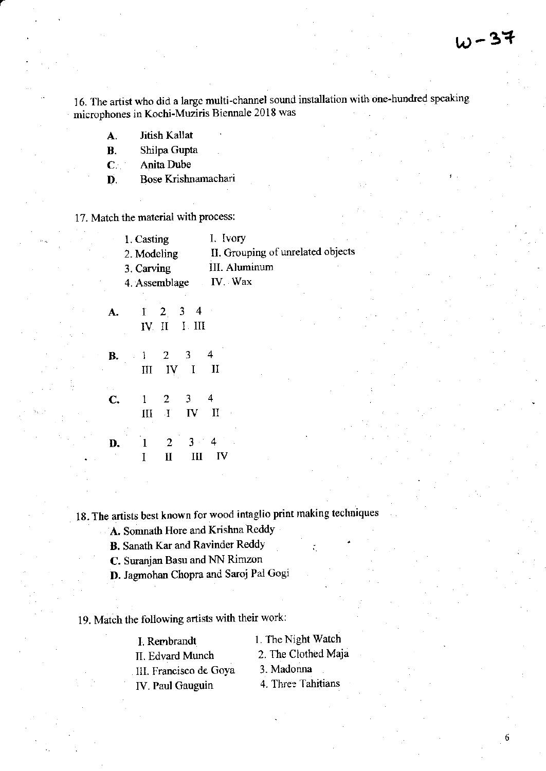16. The artist who did a large multi-channel sound installation with one-hundred speaking microphones in Kochi-Muziris Biennale 2018 was

**A.** Jitish Kallat

**B.** Shilpa Gupta

**C.** Anita Dube

**D.** Bose Krishnamachari

17. Match the material with process:

| | |
|---|---|
| 1. Casting | I. Ivory |
| 2. Modeling | II. Grouping of unrelated objects |
| 3. Carving | III. Aluminum |
| 4. Assemblage | IV. Wax |

**A.**

| 1 | 2 | 3 | 4 |
|---|---|---|---|
| IV | II | I | III |

**B.**

| 1 | 2 | 3 | 4 |
|---|---|---|---|
| III | IV | I | II |

**C.**

| 1 | 2 | 3 | 4 |
|---|---|---|---|
| III | I | IV | II |

**D.**

| 1 | 2 | 3 | 4 |
|---|---|---|---|
| I | II | III | IV |

18. The artists best known for wood intaglio print making techniques

**A.** Somnath Hore and Krishna Reddy

**B.** Sanath Kar and Ravinder Reddy

**C.** Suranjan Basu and NN Rimzon

**D.** Jagmohan Chopra and Saroj Pal Gogi

19. Match the following artists with their work:

| | |
|---|---|
| I. Rembrandt | 1. The Night Watch |
| II. Edvard Munch | 2. The Clothed Maja |
| III. Francisco de Goya | 3. Madonna |
| IV. Paul Gauguin | 4. Three Tahitians |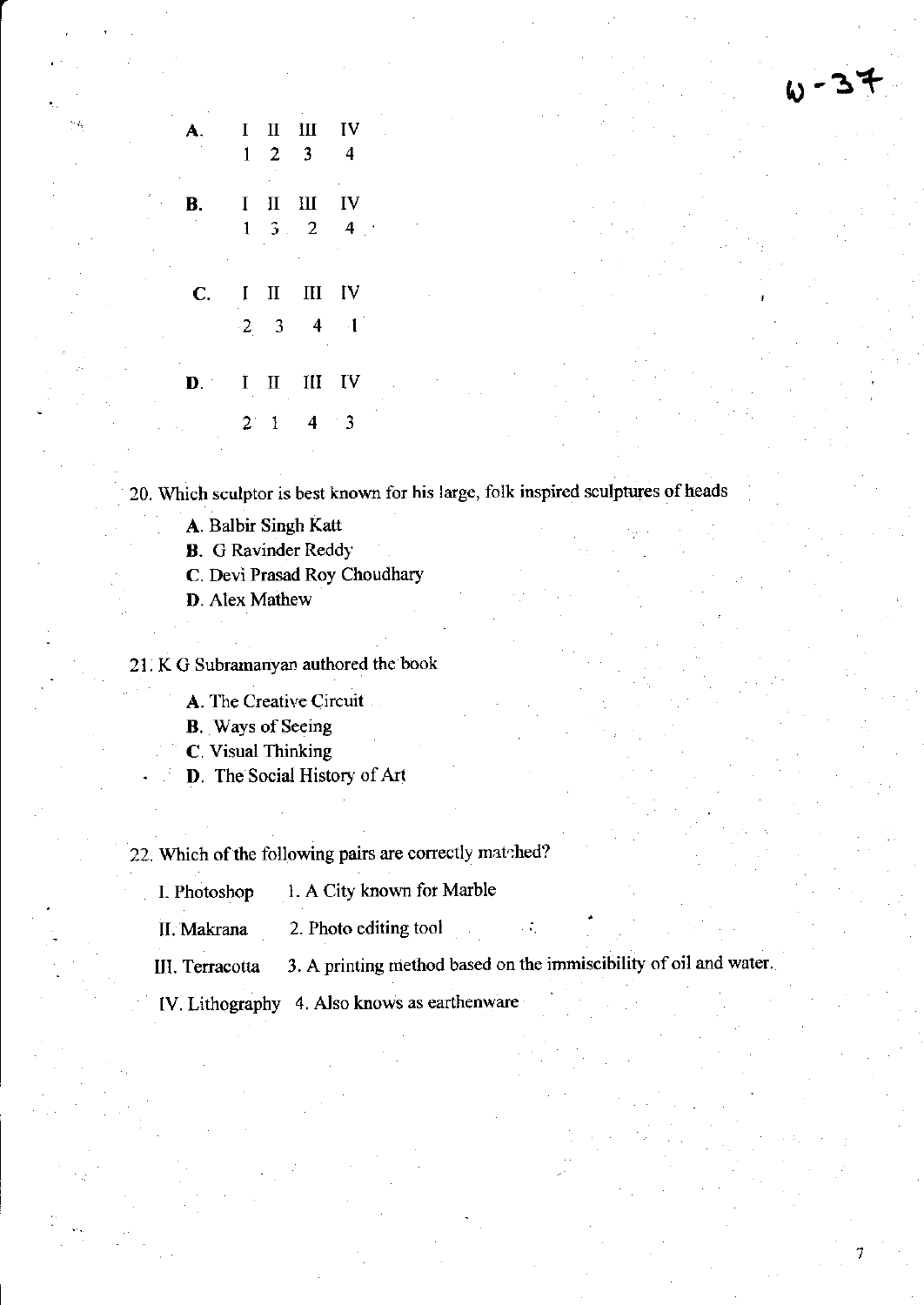W-37

A.

| I | II | III | IV |
|---|---|---|---|
| 1 | 2 | 3 | 4 |

B.

| I | II | III | IV |
|---|---|---|---|
| 1 | 3 | 2 | 4 |

C.

| I | II | III | IV |
|---|---|---|---|
| 2 | 3 | 4 | 1 |

D.

| I | II | III | IV |
|---|---|---|---|
| 2 | 1 | 4 | 3 |

20. Which sculptor is best known for his large, folk inspired sculptures of heads

    **A**. Balbir Singh Katt
    **B**. G Ravinder Reddy
    **C**. Devi Prasad Roy Choudhary
    **D**. Alex Mathew

21. K G Subramanyan authored the book

    **A**. The Creative Circuit
    **B**. Ways of Seeing
    **C**. Visual Thinking
    **D**. The Social History of Art

22. Which of the following pairs are correctly matched?

| | |
|---|---|
| I. Photoshop | 1. A City known for Marble |
| II. Makrana | 2. Photo editing tool |
| III. Terracotta | 3. A printing method based on the immiscibility of oil and water. |
| IV. Lithography | 4. Also knows as earthenware |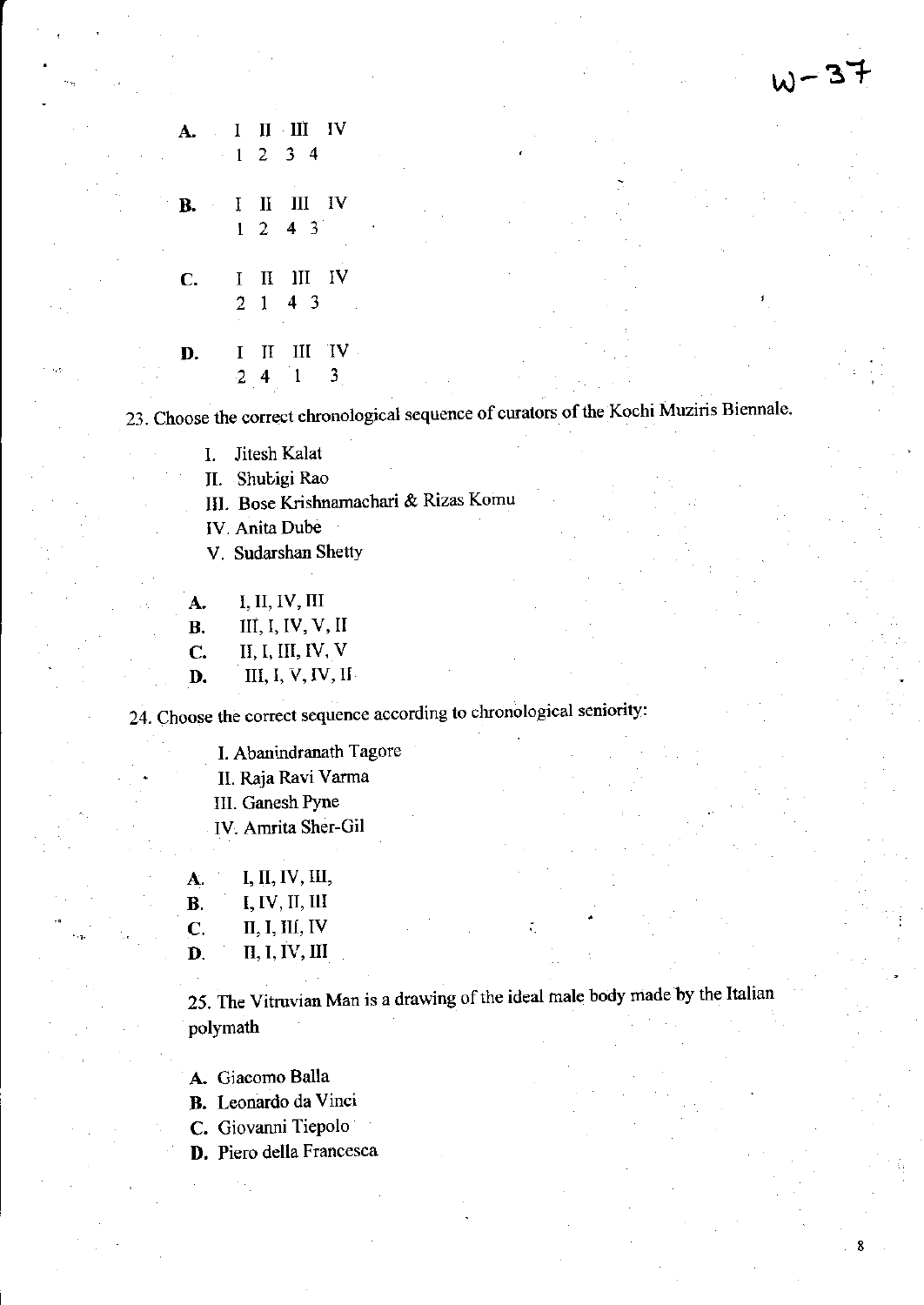W-37

A. I II III IV
1 2 3 4

B. I II III IV
1 2 4 3

C. I II III IV
2 1 4 3

D. I II III IV
2 4 1 3

23. Choose the correct chronological sequence of curators of the Kochi Muziris Biennale.

I. Jitesh Kalat
II. Shubigi Rao
III. Bose Krishnamachari & Rizas Komu
IV. Anita Dube
V. Sudarshan Shetty

A. I, II, IV, III
B. III, I, IV, V, II
C. II, I, III, IV, V
D. III, I, V, IV, II

24. Choose the correct sequence according to chronological seniority:

I. Abanindranath Tagore
II. Raja Ravi Varma
III. Ganesh Pyne
IV. Amrita Sher-Gil

A. I, II, IV, III,
B. I, IV, II, III
C. II, I, III, IV
D. II, I, IV, III

25. The Vitruvian Man is a drawing of the ideal male body made by the Italian polymath

A. Giacomo Balla
B. Leonardo da Vinci
C. Giovanni Tiepolo
D. Piero della Francesca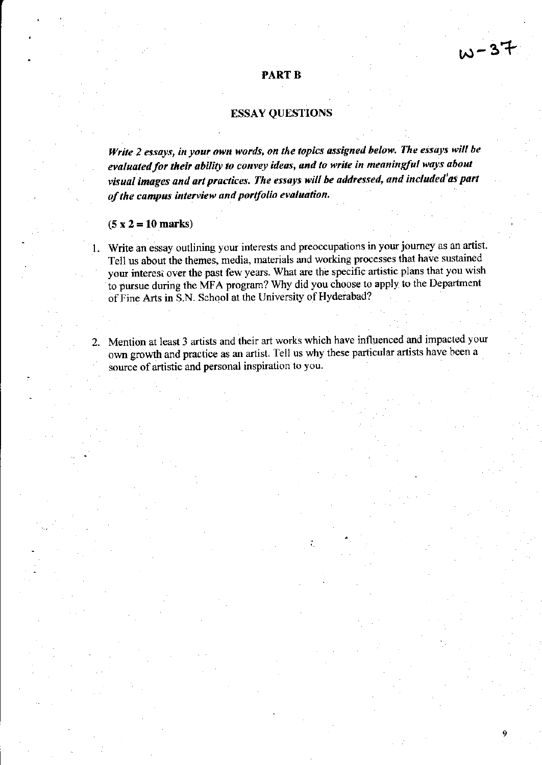W-37

## PART B

### ESSAY QUESTIONS

***Write 2 essays, in your own words, on the topics assigned below. The essays will be evaluated for their ability to convey ideas, and to write in meaningful ways about visual images and art practices. The essays will be addressed, and included as part of the campus interview and portfolio evaluation.***

**(5 x 2 = 10 marks)**

1. Write an essay outlining your interests and preoccupations in your journey as an artist. Tell us about the themes, media, materials and working processes that have sustained your interest over the past few years. What are the specific artistic plans that you wish to pursue during the MFA program? Why did you choose to apply to the Department of Fine Arts in S.N. School at the University of Hyderabad?

2. Mention at least 3 artists and their art works which have influenced and impacted your own growth and practice as an artist. Tell us why these particular artists have been a source of artistic and personal inspiration to you.